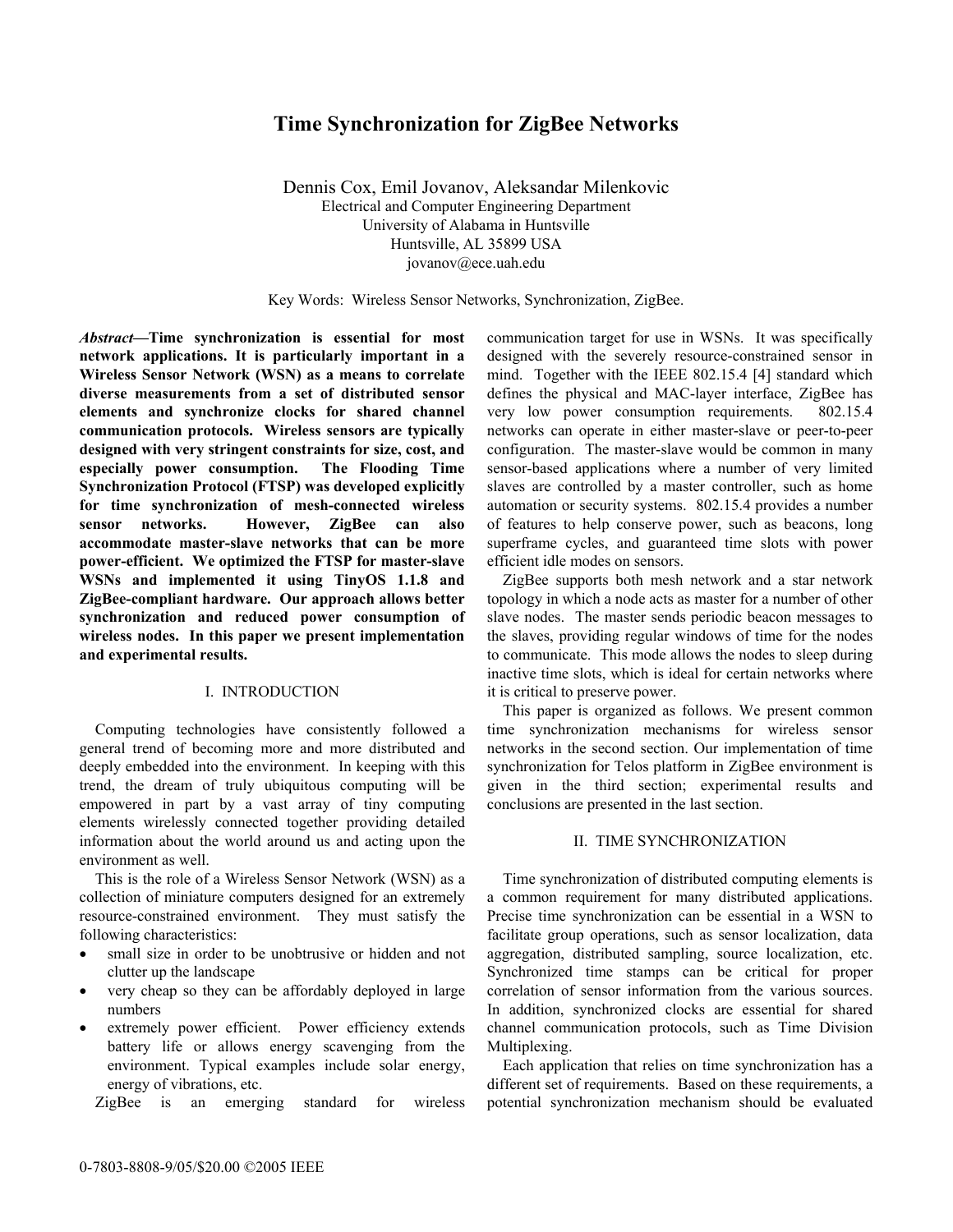# Time Synchronization for ZigBee Networks

Dennis Cox, Emil Jovanov, Aleksandar Milenkovic
Electrical and Computer Engineering Department
University of Alabama in Huntsville
Huntsville, AL 35899 USA
jovanov@ece.uah.edu

Key Words: Wireless Sensor Networks, Synchronization, ZigBee.

***Abstract*—Time synchronization is essential for most network applications. It is particularly important in a Wireless Sensor Network (WSN) as a means to correlate diverse measurements from a set of distributed sensor elements and synchronize clocks for shared channel communication protocols. Wireless sensors are typically designed with very stringent constraints for size, cost, and especially power consumption. The Flooding Time Synchronization Protocol (FTSP) was developed explicitly for time synchronization of mesh-connected wireless sensor networks. However, ZigBee can also accommodate master-slave networks that can be more power-efficient. We optimized the FTSP for master-slave WSNs and implemented it using TinyOS 1.1.8 and ZigBee-compliant hardware. Our approach allows better synchronization and reduced power consumption of wireless nodes. In this paper we present implementation and experimental results.**

## I. INTRODUCTION

Computing technologies have consistently followed a general trend of becoming more and more distributed and deeply embedded into the environment. In keeping with this trend, the dream of truly ubiquitous computing will be empowered in part by a vast array of tiny computing elements wirelessly connected together providing detailed information about the world around us and acting upon the environment as well.

This is the role of a Wireless Sensor Network (WSN) as a collection of miniature computers designed for an extremely resource-constrained environment. They must satisfy the following characteristics:

- small size in order to be unobtrusive or hidden and not clutter up the landscape
- very cheap so they can be affordably deployed in large numbers
- extremely power efficient. Power efficiency extends battery life or allows energy scavenging from the environment. Typical examples include solar energy, energy of vibrations, etc.

ZigBee is an emerging standard for wireless communication target for use in WSNs. It was specifically designed with the severely resource-constrained sensor in mind. Together with the IEEE 802.15.4 [4] standard which defines the physical and MAC-layer interface, ZigBee has very low power consumption requirements. 802.15.4 networks can operate in either master-slave or peer-to-peer configuration. The master-slave would be common in many sensor-based applications where a number of very limited slaves are controlled by a master controller, such as home automation or security systems. 802.15.4 provides a number of features to help conserve power, such as beacons, long superframe cycles, and guaranteed time slots with power efficient idle modes on sensors.

ZigBee supports both mesh network and a star network topology in which a node acts as master for a number of other slave nodes. The master sends periodic beacon messages to the slaves, providing regular windows of time for the nodes to communicate. This mode allows the nodes to sleep during inactive time slots, which is ideal for certain networks where it is critical to preserve power.

This paper is organized as follows. We present common time synchronization mechanisms for wireless sensor networks in the second section. Our implementation of time synchronization for Telos platform in ZigBee environment is given in the third section; experimental results and conclusions are presented in the last section.

## II. TIME SYNCHRONIZATION

Time synchronization of distributed computing elements is a common requirement for many distributed applications. Precise time synchronization can be essential in a WSN to facilitate group operations, such as sensor localization, data aggregation, distributed sampling, source localization, etc. Synchronized time stamps can be critical for proper correlation of sensor information from the various sources. In addition, synchronized clocks are essential for shared channel communication protocols, such as Time Division Multiplexing.

Each application that relies on time synchronization has a different set of requirements. Based on these requirements, a potential synchronization mechanism should be evaluated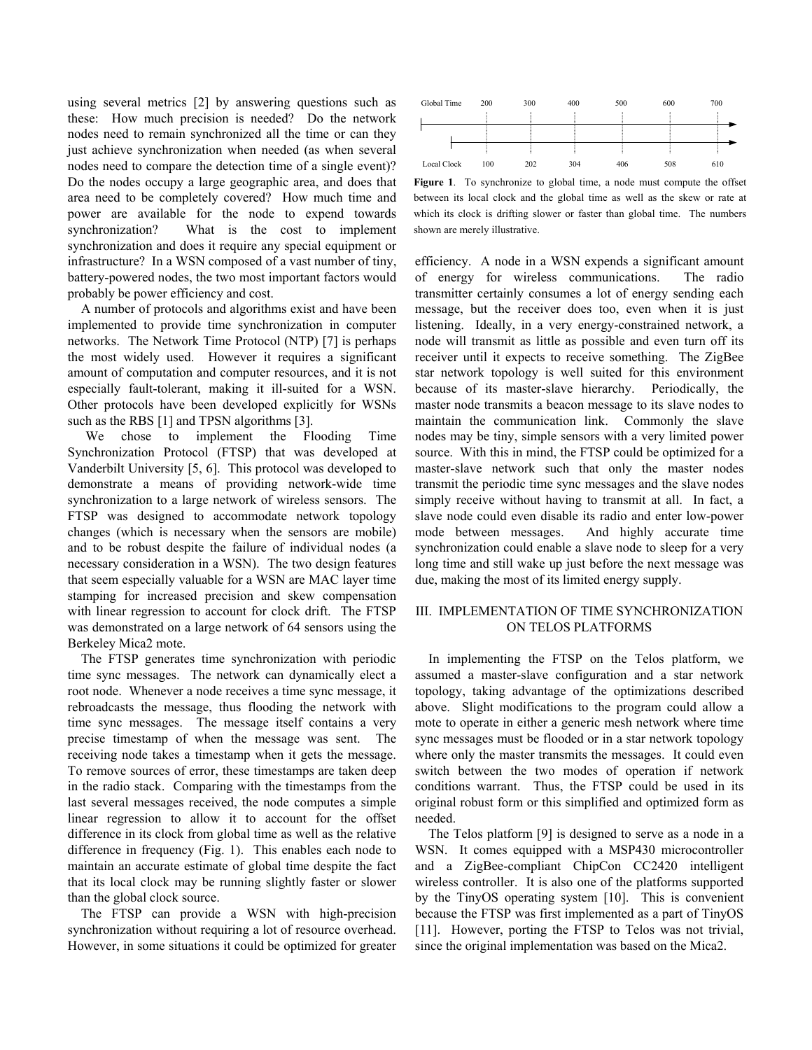using several metrics [2] by answering questions such as these: How much precision is needed? Do the network nodes need to remain synchronized all the time or can they just achieve synchronization when needed (as when several nodes need to compare the detection time of a single event)? Do the nodes occupy a large geographic area, and does that area need to be completely covered? How much time and power are available for the node to expend towards synchronization? What is the cost to implement synchronization and does it require any special equipment or infrastructure? In a WSN composed of a vast number of tiny, battery-powered nodes, the two most important factors would probably be power efficiency and cost.

A number of protocols and algorithms exist and have been implemented to provide time synchronization in computer networks. The Network Time Protocol (NTP) [7] is perhaps the most widely used. However it requires a significant amount of computation and computer resources, and it is not especially fault-tolerant, making it ill-suited for a WSN. Other protocols have been developed explicitly for WSNs such as the RBS [1] and TPSN algorithms [3].

We chose to implement the Flooding Time Synchronization Protocol (FTSP) that was developed at Vanderbilt University [5, 6]. This protocol was developed to demonstrate a means of providing network-wide time synchronization to a large network of wireless sensors. The FTSP was designed to accommodate network topology changes (which is necessary when the sensors are mobile) and to be robust despite the failure of individual nodes (a necessary consideration in a WSN). The two design features that seem especially valuable for a WSN are MAC layer time stamping for increased precision and skew compensation with linear regression to account for clock drift. The FTSP was demonstrated on a large network of 64 sensors using the Berkeley Mica2 mote.

The FTSP generates time synchronization with periodic time sync messages. The network can dynamically elect a root node. Whenever a node receives a time sync message, it rebroadcasts the message, thus flooding the network with time sync messages. The message itself contains a very precise timestamp of when the message was sent. The receiving node takes a timestamp when it gets the message. To remove sources of error, these timestamps are taken deep in the radio stack. Comparing with the timestamps from the last several messages received, the node computes a simple linear regression to allow it to account for the offset difference in its clock from global time as well as the relative difference in frequency (Fig. 1). This enables each node to maintain an accurate estimate of global time despite the fact that its local clock may be running slightly faster or slower than the global clock source.

The FTSP can provide a WSN with high-precision synchronization without requiring a lot of resource overhead. However, in some situations it could be optimized for greater efficiency. A node in a WSN expends a significant amount of energy for wireless communications. The radio transmitter certainly consumes a lot of energy sending each message, but the receiver does too, even when it is just listening. Ideally, in a very energy-constrained network, a node will transmit as little as possible and even turn off its receiver until it expects to receive something. The ZigBee star network topology is well suited for this environment because of its master-slave hierarchy. Periodically, the master node transmits a beacon message to its slave nodes to maintain the communication link. Commonly the slave nodes may be tiny, simple sensors with a very limited power source. With this in mind, the FTSP could be optimized for a master-slave network such that only the master nodes transmit the periodic time sync messages and the slave nodes simply receive without having to transmit at all. In fact, a slave node could even disable its radio and enter low-power mode between messages. And highly accurate time synchronization could enable a slave node to sleep for a very long time and still wake up just before the next message was due, making the most of its limited energy supply.

| Global Time | 200 | 300 | 400 | 500 | 600 | 700 |
|---|---|---|---|---|---|---|
| Local Clock | 100 | 202 | 304 | 406 | 508 | 610 |

**Figure 1**. To synchronize to global time, a node must compute the offset between its local clock and the global time as well as the skew or rate at which its clock is drifting slower or faster than global time. The numbers shown are merely illustrative.

## III. IMPLEMENTATION OF TIME SYNCHRONIZATION ON TELOS PLATFORMS

In implementing the FTSP on the Telos platform, we assumed a master-slave configuration and a star network topology, taking advantage of the optimizations described above. Slight modifications to the program could allow a mote to operate in either a generic mesh network where time sync messages must be flooded or in a star network topology where only the master transmits the messages. It could even switch between the two modes of operation if network conditions warrant. Thus, the FTSP could be used in its original robust form or this simplified and optimized form as needed.

The Telos platform [9] is designed to serve as a node in a WSN. It comes equipped with a MSP430 microcontroller and a ZigBee-compliant ChipCon CC2420 intelligent wireless controller. It is also one of the platforms supported by the TinyOS operating system [10]. This is convenient because the FTSP was first implemented as a part of TinyOS [11]. However, porting the FTSP to Telos was not trivial, since the original implementation was based on the Mica2.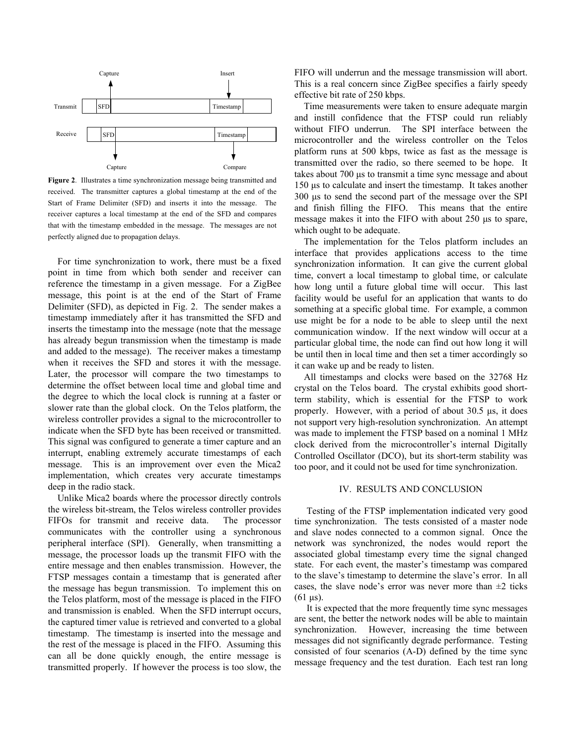Figure 2. Illustrates a time synchronization message being transmitted and received. The transmitter captures a global timestamp at the end of the Start of Frame Delimiter (SFD) and inserts it into the message. The receiver captures a local timestamp at the end of the SFD and compares that with the timestamp embedded in the message. The messages are not perfectly aligned due to propagation delays.

For time synchronization to work, there must be a fixed point in time from which both sender and receiver can reference the timestamp in a given message. For a ZigBee message, this point is at the end of the Start of Frame Delimiter (SFD), as depicted in Fig. 2. The sender makes a timestamp immediately after it has transmitted the SFD and inserts the timestamp into the message (note that the message has already begun transmission when the timestamp is made and added to the message). The receiver makes a timestamp when it receives the SFD and stores it with the message. Later, the processor will compare the two timestamps to determine the offset between local time and global time and the degree to which the local clock is running at a faster or slower rate than the global clock. On the Telos platform, the wireless controller provides a signal to the microcontroller to indicate when the SFD byte has been received or transmitted. This signal was configured to generate a timer capture and an interrupt, enabling extremely accurate timestamps of each message. This is an improvement over even the Mica2 implementation, which creates very accurate timestamps deep in the radio stack.

Unlike Mica2 boards where the processor directly controls the wireless bit-stream, the Telos wireless controller provides FIFOs for transmit and receive data. The processor communicates with the controller using a synchronous peripheral interface (SPI). Generally, when transmitting a message, the processor loads up the transmit FIFO with the entire message and then enables transmission. However, the FTSP messages contain a timestamp that is generated after the message has begun transmission. To implement this on the Telos platform, most of the message is placed in the FIFO and transmission is enabled. When the SFD interrupt occurs, the captured timer value is retrieved and converted to a global timestamp. The timestamp is inserted into the message and the rest of the message is placed in the FIFO. Assuming this can all be done quickly enough, the entire message is transmitted properly. If however the process is too slow, the FIFO will underrun and the message transmission will abort. This is a real concern since ZigBee specifies a fairly speedy effective bit rate of 250 kbps.

Time measurements were taken to ensure adequate margin and instill confidence that the FTSP could run reliably without FIFO underrun. The SPI interface between the microcontroller and the wireless controller on the Telos platform runs at 500 kbps, twice as fast as the message is transmitted over the radio, so there seemed to be hope. It takes about 700 µs to transmit a time sync message and about 150 µs to calculate and insert the timestamp. It takes another 300 µs to send the second part of the message over the SPI and finish filling the FIFO. This means that the entire message makes it into the FIFO with about 250 µs to spare, which ought to be adequate.

The implementation for the Telos platform includes an interface that provides applications access to the time synchronization information. It can give the current global time, convert a local timestamp to global time, or calculate how long until a future global time will occur. This last facility would be useful for an application that wants to do something at a specific global time. For example, a common use might be for a node to be able to sleep until the next communication window. If the next window will occur at a particular global time, the node can find out how long it will be until then in local time and then set a timer accordingly so it can wake up and be ready to listen.

All timestamps and clocks were based on the 32768 Hz crystal on the Telos board. The crystal exhibits good short-term stability, which is essential for the FTSP to work properly. However, with a period of about 30.5 µs, it does not support very high-resolution synchronization. An attempt was made to implement the FTSP based on a nominal 1 MHz clock derived from the microcontroller's internal Digitally Controlled Oscillator (DCO), but its short-term stability was too poor, and it could not be used for time synchronization.

## IV. RESULTS AND CONCLUSION

Testing of the FTSP implementation indicated very good time synchronization. The tests consisted of a master node and slave nodes connected to a common signal. Once the network was synchronized, the nodes would report the associated global timestamp every time the signal changed state. For each event, the master's timestamp was compared to the slave's timestamp to determine the slave's error. In all cases, the slave node's error was never more than ±2 ticks (61 µs).

It is expected that the more frequently time sync messages are sent, the better the network nodes will be able to maintain synchronization. However, increasing the time between messages did not significantly degrade performance. Testing consisted of four scenarios (A-D) defined by the time sync message frequency and the test duration. Each test ran long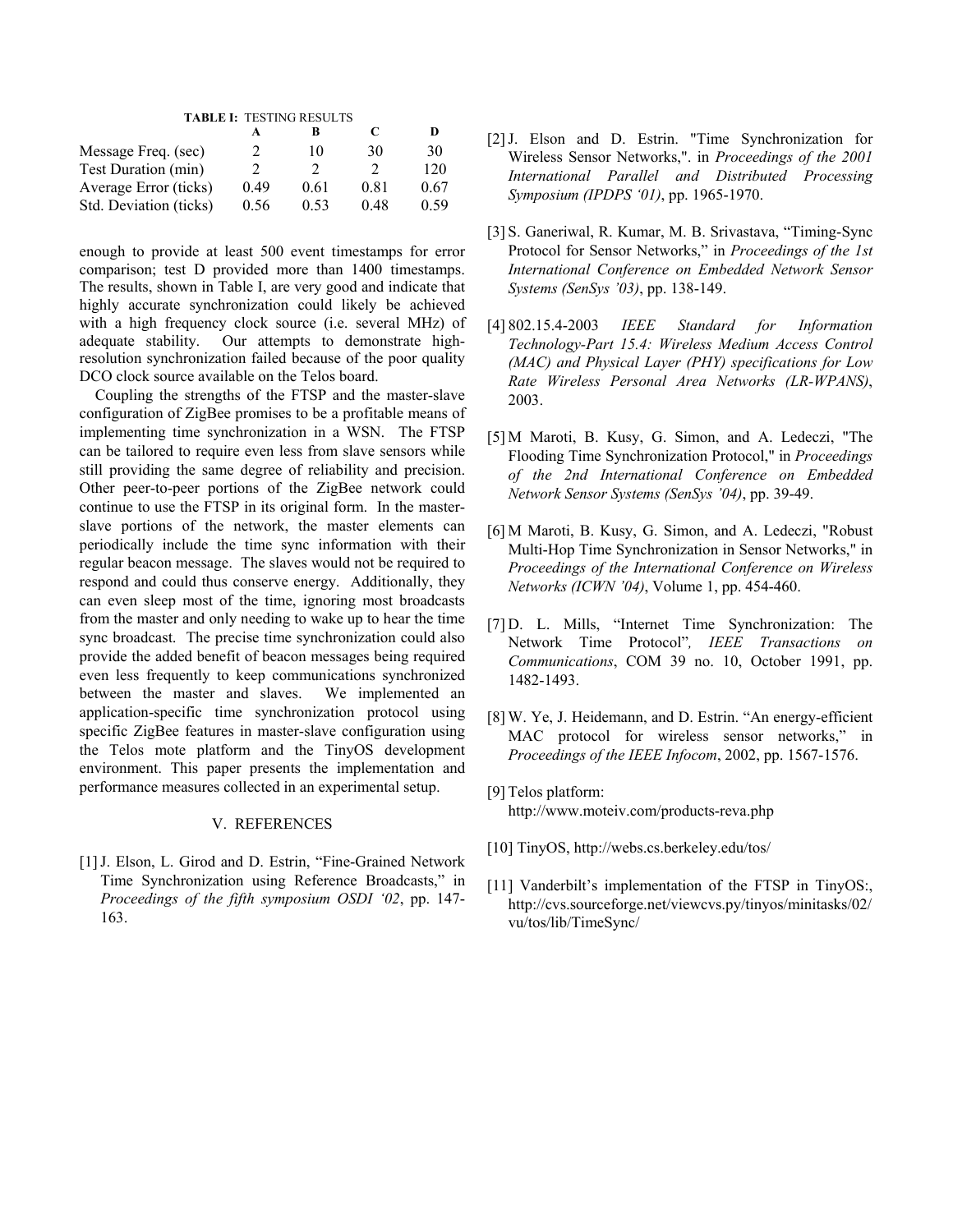**TABLE I:** TESTING RESULTS

| | A | B | C | D |
|---|---|---|---|---|
| Message Freq. (sec) | 2 | 10 | 30 | 30 |
| Test Duration (min) | 2 | 2 | 2 | 120 |
| Average Error (ticks) | 0.49 | 0.61 | 0.81 | 0.67 |
| Std. Deviation (ticks) | 0.56 | 0.53 | 0.48 | 0.59 |

enough to provide at least 500 event timestamps for error comparison; test D provided more than 1400 timestamps. The results, shown in Table I, are very good and indicate that highly accurate synchronization could likely be achieved with a high frequency clock source (i.e. several MHz) of adequate stability. Our attempts to demonstrate high-resolution synchronization failed because of the poor quality DCO clock source available on the Telos board.

Coupling the strengths of the FTSP and the master-slave configuration of ZigBee promises to be a profitable means of implementing time synchronization in a WSN. The FTSP can be tailored to require even less from slave sensors while still providing the same degree of reliability and precision. Other peer-to-peer portions of the ZigBee network could continue to use the FTSP in its original form. In the master-slave portions of the network, the master elements can periodically include the time sync information with their regular beacon message. The slaves would not be required to respond and could thus conserve energy. Additionally, they can even sleep most of the time, ignoring most broadcasts from the master and only needing to wake up to hear the time sync broadcast. The precise time synchronization could also provide the added benefit of beacon messages being required even less frequently to keep communications synchronized between the master and slaves. We implemented an application-specific time synchronization protocol using specific ZigBee features in master-slave configuration using the Telos mote platform and the TinyOS development environment. This paper presents the implementation and performance measures collected in an experimental setup.

## V. REFERENCES

[1] J. Elson, L. Girod and D. Estrin, "Fine-Grained Network Time Synchronization using Reference Broadcasts," in *Proceedings of the fifth symposium OSDI '02*, pp. 147-163.

[2] J. Elson and D. Estrin. "Time Synchronization for Wireless Sensor Networks,". in *Proceedings of the 2001 International Parallel and Distributed Processing Symposium (IPDPS '01)*, pp. 1965-1970.

[3] S. Ganeriwal, R. Kumar, M. B. Srivastava, "Timing-Sync Protocol for Sensor Networks," in *Proceedings of the 1st International Conference on Embedded Network Sensor Systems (SenSys '03)*, pp. 138-149.

[4] 802.15.4-2003 *IEEE Standard for Information Technology-Part 15.4: Wireless Medium Access Control (MAC) and Physical Layer (PHY) specifications for Low Rate Wireless Personal Area Networks (LR-WPANS)*, 2003.

[5] M Maroti, B. Kusy, G. Simon, and A. Ledeczi, "The Flooding Time Synchronization Protocol," in *Proceedings of the 2nd International Conference on Embedded Network Sensor Systems (SenSys '04)*, pp. 39-49.

[6] M Maroti, B. Kusy, G. Simon, and A. Ledeczi, "Robust Multi-Hop Time Synchronization in Sensor Networks," in *Proceedings of the International Conference on Wireless Networks (ICWN '04)*, Volume 1, pp. 454-460.

[7] D. L. Mills, "Internet Time Synchronization: The Network Time Protocol"*, IEEE Transactions on Communications*, COM 39 no. 10, October 1991, pp. 1482-1493.

[8] W. Ye, J. Heidemann, and D. Estrin. "An energy-efficient MAC protocol for wireless sensor networks," in *Proceedings of the IEEE Infocom*, 2002, pp. 1567-1576.

[9] Telos platform: http://www.moteiv.com/products-reva.php

[10] TinyOS, http://webs.cs.berkeley.edu/tos/

[11] Vanderbilt's implementation of the FTSP in TinyOS:, http://cvs.sourceforge.net/viewcvs.py/tinyos/minitasks/02/vu/tos/lib/TimeSync/